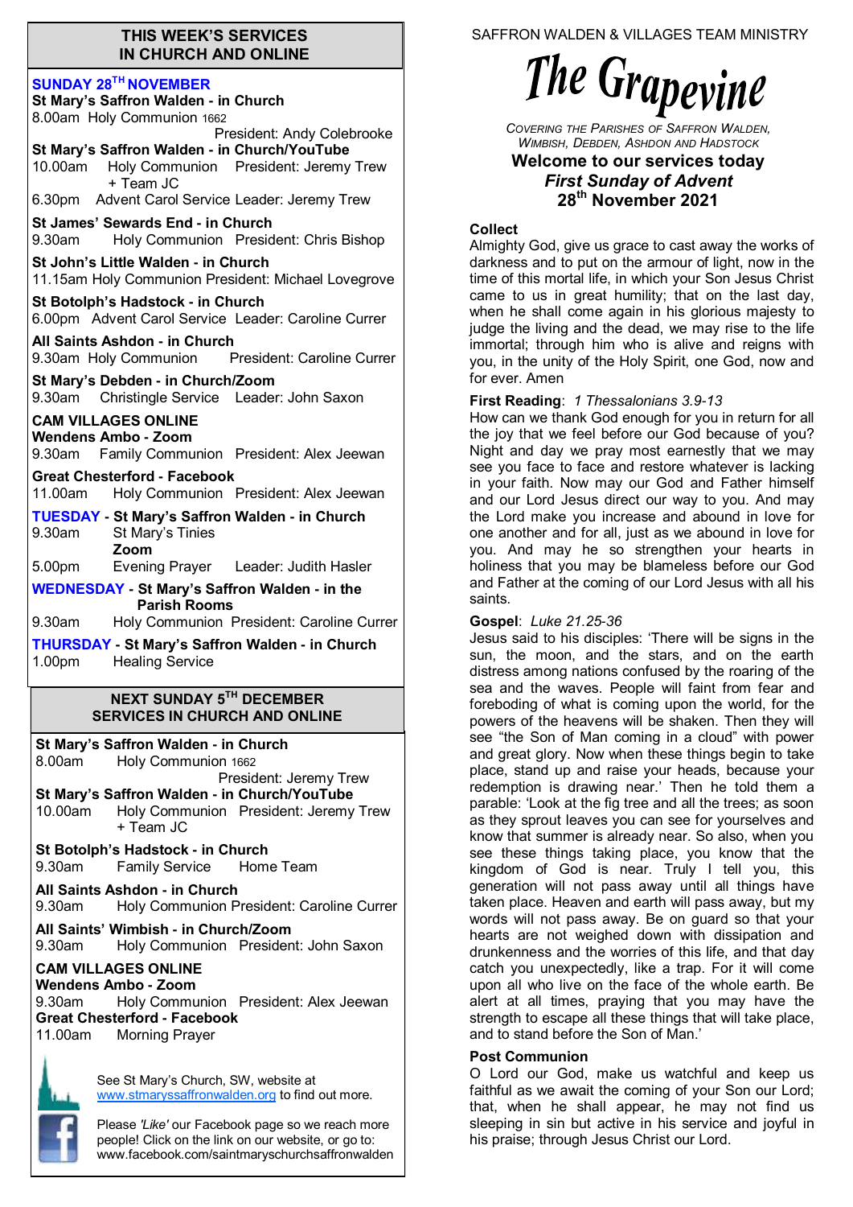# THIS WEEK'S SERVICES IN CHURCH AND ONLINE

**SUNDAY 28TH NOVEMBER**

**St Mary's Saffron Walden - in Church**
8.00am Holy Communion 1662
President: Andy Colebrooke

**St Mary's Saffron Walden - in Church/YouTube**
10.00am Holy Communion President: Jeremy Trew + Team JC
6.30pm Advent Carol Service Leader: Jeremy Trew

**St James' Sewards End - in Church**
9.30am Holy Communion President: Chris Bishop

**St John's Little Walden - in Church**
11.15am Holy Communion President: Michael Lovegrove

**St Botolph's Hadstock - in Church**
6.00pm Advent Carol Service Leader: Caroline Currer

**All Saints Ashdon - in Church**
9.30am Holy Communion President: Caroline Currer

**St Mary's Debden - in Church/Zoom**
9.30am Christingle Service Leader: John Saxon

**CAM VILLAGES ONLINE**

**Wendens Ambo - Zoom**
9.30am Family Communion President: Alex Jeewan

**Great Chesterford - Facebook**
11.00am Holy Communion President: Alex Jeewan

**TUESDAY - St Mary's Saffron Walden - in Church**
9.30am St Mary's Tinies
**Zoom**
5.00pm Evening Prayer Leader: Judith Hasler

**WEDNESDAY - St Mary's Saffron Walden - in the Parish Rooms**
9.30am Holy Communion President: Caroline Currer

**THURSDAY - St Mary's Saffron Walden - in Church**
1.00pm Healing Service

## NEXT SUNDAY 5TH DECEMBER SERVICES IN CHURCH AND ONLINE

**St Mary's Saffron Walden - in Church**
8.00am Holy Communion 1662
President: Jeremy Trew

**St Mary's Saffron Walden - in Church/YouTube**
10.00am Holy Communion President: Jeremy Trew + Team JC

**St Botolph's Hadstock - in Church**
9.30am Family Service Home Team

**All Saints Ashdon - in Church**
9.30am Holy Communion President: Caroline Currer

**All Saints' Wimbish - in Church/Zoom**
9.30am Holy Communion President: John Saxon

**CAM VILLAGES ONLINE**

**Wendens Ambo - Zoom**
9.30am Holy Communion President: Alex Jeewan

**Great Chesterford - Facebook**
11.00am Morning Prayer

See St Mary's Church, SW, website at www.stmaryssaffronwalden.org to find out more.

Please *'Like'* our Facebook page so we reach more people! Click on the link on our website, or go to: www.facebook.com/saintmaryschurchsaffronwalden

---

SAFFRON WALDEN & VILLAGES TEAM MINISTRY

# The Grapevine

*Covering the Parishes of Saffron Walden, Wimbish, Debden, Ashdon and Hadstock*

## Welcome to our services today
## *First Sunday of Advent*
## 28th November 2021

**Collect**
Almighty God, give us grace to cast away the works of darkness and to put on the armour of light, now in the time of this mortal life, in which your Son Jesus Christ came to us in great humility; that on the last day, when he shall come again in his glorious majesty to judge the living and the dead, we may rise to the life immortal; through him who is alive and reigns with you, in the unity of the Holy Spirit, one God, now and for ever. Amen

**First Reading**: *1 Thessalonians 3.9-13*
How can we thank God enough for you in return for all the joy that we feel before our God because of you? Night and day we pray most earnestly that we may see you face to face and restore whatever is lacking in your faith. Now may our God and Father himself and our Lord Jesus direct our way to you. And may the Lord make you increase and abound in love for one another and for all, just as we abound in love for you. And may he so strengthen your hearts in holiness that you may be blameless before our God and Father at the coming of our Lord Jesus with all his saints.

**Gospel**: *Luke 21.25-36*
Jesus said to his disciples: 'There will be signs in the sun, the moon, and the stars, and on the earth distress among nations confused by the roaring of the sea and the waves. People will faint from fear and foreboding of what is coming upon the world, for the powers of the heavens will be shaken. Then they will see "the Son of Man coming in a cloud" with power and great glory. Now when these things begin to take place, stand up and raise your heads, because your redemption is drawing near.' Then he told them a parable: 'Look at the fig tree and all the trees; as soon as they sprout leaves you can see for yourselves and know that summer is already near. So also, when you see these things taking place, you know that the kingdom of God is near. Truly I tell you, this generation will not pass away until all things have taken place. Heaven and earth will pass away, but my words will not pass away. Be on guard so that your hearts are not weighed down with dissipation and drunkenness and the worries of this life, and that day catch you unexpectedly, like a trap. For it will come upon all who live on the face of the whole earth. Be alert at all times, praying that you may have the strength to escape all these things that will take place, and to stand before the Son of Man.'

**Post Communion**
O Lord our God, make us watchful and keep us faithful as we await the coming of your Son our Lord; that, when he shall appear, he may not find us sleeping in sin but active in his service and joyful in his praise; through Jesus Christ our Lord.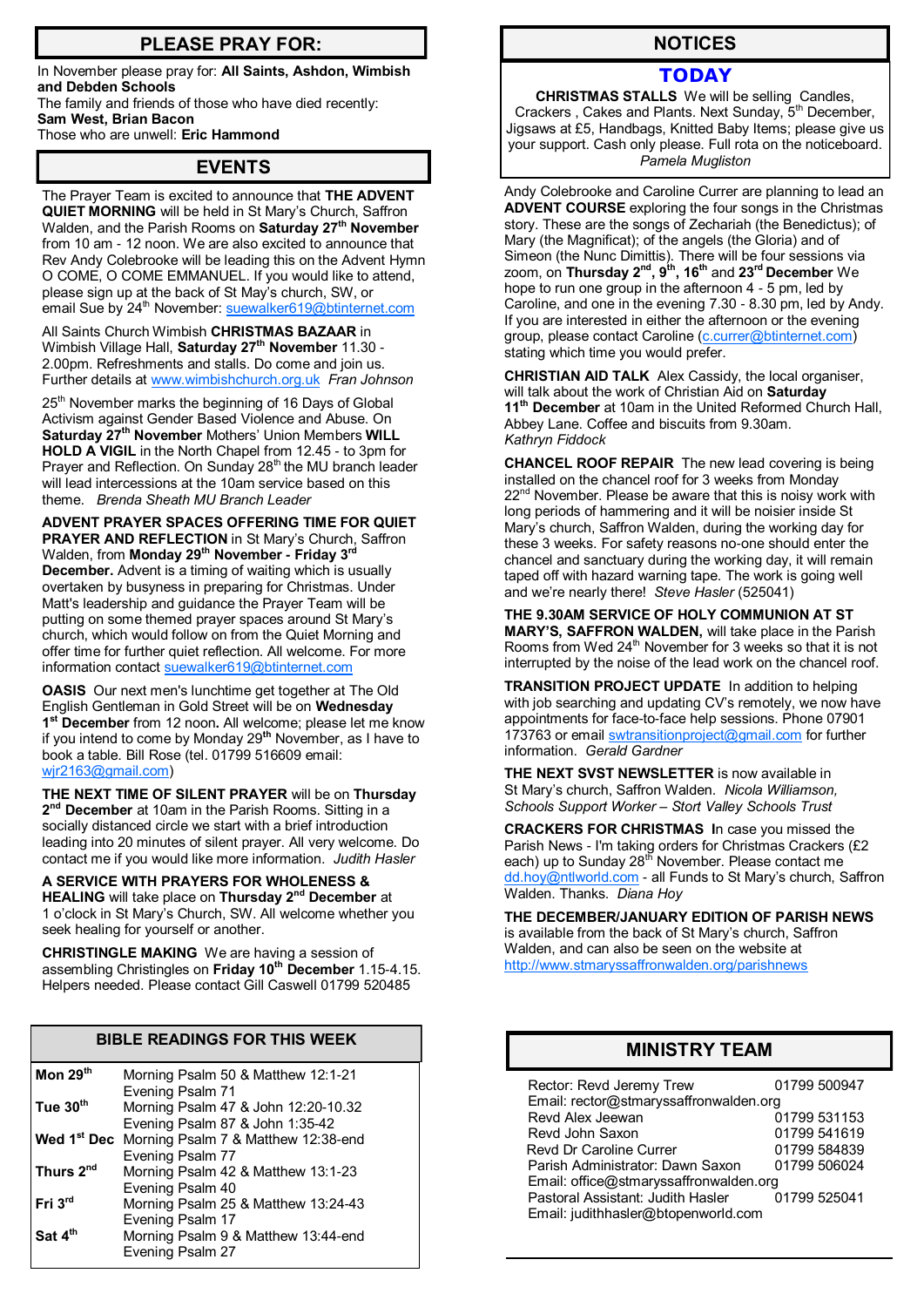## PLEASE PRAY FOR:

In November please pray for: **All Saints, Ashdon, Wimbish and Debden Schools**
The family and friends of those who have died recently: **Sam West, Brian Bacon**
Those who are unwell: **Eric Hammond**

## EVENTS

The Prayer Team is excited to announce that **THE ADVENT QUIET MORNING** will be held in St Mary's Church, Saffron Walden, and the Parish Rooms on **Saturday 27th November** from 10 am - 12 noon. We are also excited to announce that Rev Andy Colebrooke will be leading this on the Advent Hymn O COME, O COME EMMANUEL. If you would like to attend, please sign up at the back of St May's church, SW, or email Sue by 24th November: suewalker619@btinternet.com

All Saints Church Wimbish **CHRISTMAS BAZAAR** in Wimbish Village Hall, **Saturday 27th November** 11.30 - 2.00pm. Refreshments and stalls. Do come and join us. Further details at www.wimbishchurch.org.uk *Fran Johnson*

25th November marks the beginning of 16 Days of Global Activism against Gender Based Violence and Abuse. On **Saturday 27th November** Mothers' Union Members **WILL HOLD A VIGIL** in the North Chapel from 12.45 - to 3pm for Prayer and Reflection. On Sunday 28th the MU branch leader will lead intercessions at the 10am service based on this theme. *Brenda Sheath MU Branch Leader*

**ADVENT PRAYER SPACES OFFERING TIME FOR QUIET PRAYER AND REFLECTION** in St Mary's Church, Saffron Walden, from **Monday 29th November - Friday 3rd December.** Advent is a timing of waiting which is usually overtaken by busyness in preparing for Christmas. Under Matt's leadership and guidance the Prayer Team will be putting on some themed prayer spaces around St Mary's church, which would follow on from the Quiet Morning and offer time for further quiet reflection. All welcome. For more information contact suewalker619@btinternet.com

**OASIS** Our next men's lunchtime get together at The Old English Gentleman in Gold Street will be on **Wednesday 1st December** from 12 noon. All welcome; please let me know if you intend to come by Monday 29th November, as I have to book a table. Bill Rose (tel. 01799 516609 email: wjr2163@gmail.com)

**THE NEXT TIME OF SILENT PRAYER** will be on **Thursday 2nd December** at 10am in the Parish Rooms. Sitting in a socially distanced circle we start with a brief introduction leading into 20 minutes of silent prayer. All very welcome. Do contact me if you would like more information. *Judith Hasler*

**A SERVICE WITH PRAYERS FOR WHOLENESS & HEALING** will take place on **Thursday 2nd December** at 1 o'clock in St Mary's Church, SW. All welcome whether you seek healing for yourself or another.

**CHRISTINGLE MAKING** We are having a session of assembling Christingles on **Friday 10th December** 1.15-4.15. Helpers needed. Please contact Gill Caswell 01799 520485

## BIBLE READINGS FOR THIS WEEK

| | |
|---|---|
| **Mon 29th** | Morning Psalm 50 & Matthew 12:1-21<br>Evening Psalm 71 |
| **Tue 30th** | Morning Psalm 47 & John 12:20-10.32<br>Evening Psalm 87 & John 1:35-42 |
| **Wed 1st Dec** | Morning Psalm 7 & Matthew 12:38-end<br>Evening Psalm 77 |
| **Thurs 2nd** | Morning Psalm 42 & Matthew 13:1-23<br>Evening Psalm 40 |
| **Fri 3rd** | Morning Psalm 25 & Matthew 13:24-43<br>Evening Psalm 17 |
| **Sat 4th** | Morning Psalm 9 & Matthew 13:44-end<br>Evening Psalm 27 |

## NOTICES

### TODAY

**CHRISTMAS STALLS** We will be selling Candles, Crackers , Cakes and Plants. Next Sunday, 5th December, Jigsaws at £5, Handbags, Knitted Baby Items; please give us your support. Cash only please. Full rota on the noticeboard. *Pamela Mugliston*

Andy Colebrooke and Caroline Currer are planning to lead an **ADVENT COURSE** exploring the four songs in the Christmas story. These are the songs of Zechariah (the Benedictus); of Mary (the Magnificat); of the angels (the Gloria) and of Simeon (the Nunc Dimittis). There will be four sessions via zoom, on **Thursday 2nd, 9th, 16th** and **23rd December** We hope to run one group in the afternoon 4 - 5 pm, led by Caroline, and one in the evening 7.30 - 8.30 pm, led by Andy. If you are interested in either the afternoon or the evening group, please contact Caroline (c.currer@btinternet.com) stating which time you would prefer.

**CHRISTIAN AID TALK** Alex Cassidy, the local organiser, will talk about the work of Christian Aid on **Saturday 11th December** at 10am in the United Reformed Church Hall, Abbey Lane. Coffee and biscuits from 9.30am. *Kathryn Fiddock*

**CHANCEL ROOF REPAIR** The new lead covering is being installed on the chancel roof for 3 weeks from Monday 22nd November. Please be aware that this is noisy work with long periods of hammering and it will be noisier inside St Mary's church, Saffron Walden, during the working day for these 3 weeks. For safety reasons no-one should enter the chancel and sanctuary during the working day, it will remain taped off with hazard warning tape. The work is going well and we're nearly there! *Steve Hasler* (525041)

**THE 9.30AM SERVICE OF HOLY COMMUNION AT ST MARY'S, SAFFRON WALDEN,** will take place in the Parish Rooms from Wed 24th November for 3 weeks so that it is not interrupted by the noise of the lead work on the chancel roof.

**TRANSITION PROJECT UPDATE** In addition to helping with job searching and updating CV's remotely, we now have appointments for face-to-face help sessions. Phone 07901 173763 or email swtransitionproject@gmail.com for further information. *Gerald Gardner*

**THE NEXT SVST NEWSLETTER** is now available in St Mary's church, Saffron Walden. *Nicola Williamson, Schools Support Worker – Stort Valley Schools Trust*

**CRACKERS FOR CHRISTMAS** In case you missed the Parish News - I'm taking orders for Christmas Crackers (£2 each) up to Sunday 28th November. Please contact me dd.hoy@ntlworld.com - all Funds to St Mary's church, Saffron Walden. Thanks. *Diana Hoy*

**THE DECEMBER/JANUARY EDITION OF PARISH NEWS** is available from the back of St Mary's church, Saffron Walden, and can also be seen on the website at http://www.stmaryssaffronwalden.org/parishnews

## MINISTRY TEAM

| | |
|---|---|
| Rector: Revd Jeremy Trew | 01799 500947 |
| Email: rector@stmaryssaffronwalden.org | |
| Revd Alex Jeewan | 01799 531153 |
| Revd John Saxon | 01799 541619 |
| Revd Dr Caroline Currer | 01799 584839 |
| Parish Administrator: Dawn Saxon | 01799 506024 |
| Email: office@stmaryssaffronwalden.org | |
| Pastoral Assistant: Judith Hasler | 01799 525041 |
| Email: judithhasler@btopenworld.com | |